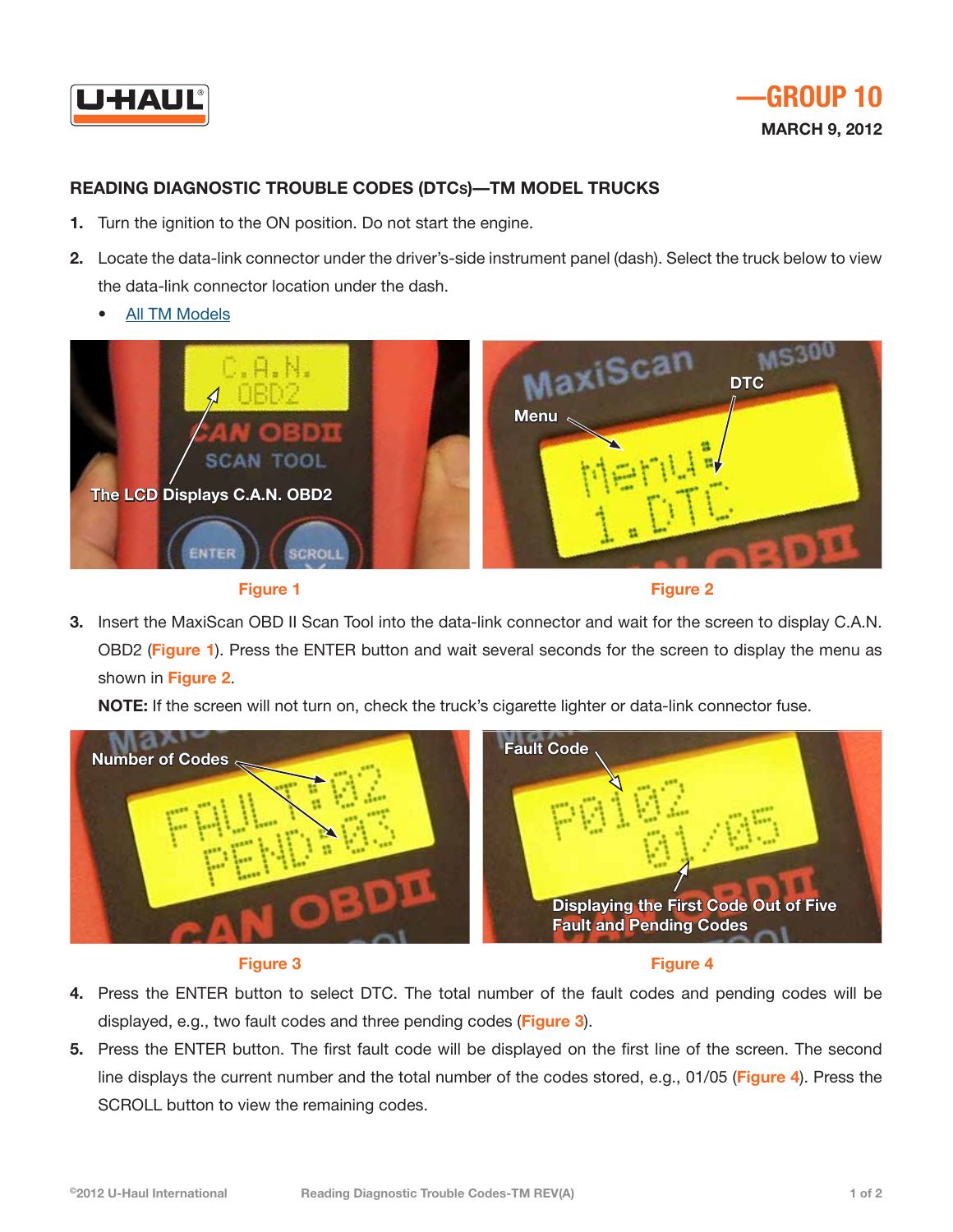—GROUP 10

MARCH 9, 2012

## READING DIAGNOSTIC TROUBLE CODES (DTCs)—TM MODEL TRUCKS

1. Turn the ignition to the ON position. Do not start the engine.
2. Locate the data-link connector under the driver's-side instrument panel (dash). Select the truck below to view the data-link connector location under the dash.
   - All TM Models

Figure 1

Figure 2

3. Insert the MaxiScan OBD II Scan Tool into the data-link connector and wait for the screen to display C.A.N. OBD2 (Figure 1). Press the ENTER button and wait several seconds for the screen to display the menu as shown in Figure 2.

   **NOTE:** If the screen will not turn on, check the truck's cigarette lighter or data-link connector fuse.

Figure 3

Figure 4

4. Press the ENTER button to select DTC. The total number of the fault codes and pending codes will be displayed, e.g., two fault codes and three pending codes (Figure 3).
5. Press the ENTER button. The first fault code will be displayed on the first line of the screen. The second line displays the current number and the total number of the codes stored, e.g., 01/05 (Figure 4). Press the SCROLL button to view the remaining codes.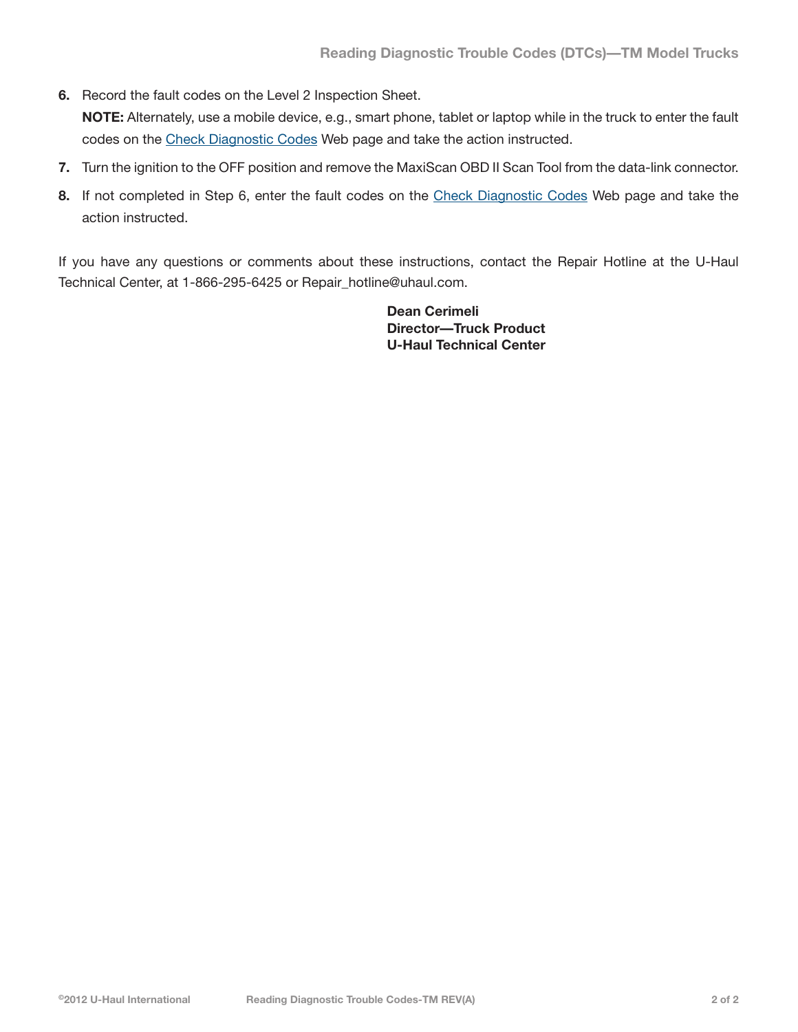6. Record the fault codes on the Level 2 Inspection Sheet.

   **NOTE:** Alternately, use a mobile device, e.g., smart phone, tablet or laptop while in the truck to enter the fault codes on the Check Diagnostic Codes Web page and take the action instructed.

7. Turn the ignition to the OFF position and remove the MaxiScan OBD II Scan Tool from the data-link connector.

8. If not completed in Step 6, enter the fault codes on the Check Diagnostic Codes Web page and take the action instructed.

If you have any questions or comments about these instructions, contact the Repair Hotline at the U-Haul Technical Center, at 1-866-295-6425 or Repair_hotline@uhaul.com.

**Dean Cerimeli**
**Director—Truck Product**
**U-Haul Technical Center**